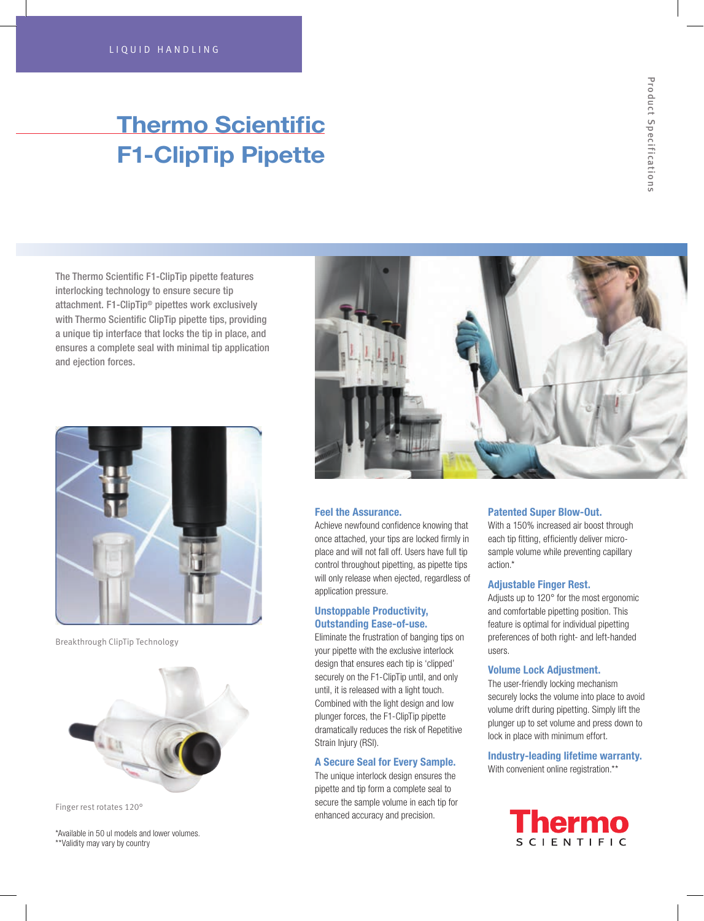LIQUID HANDLING

# Thermo Scientific F1-ClipTip Pipette

Product Specifications

The Thermo Scientific F1-ClipTip pipette features interlocking technology to ensure secure tip attachment. F1-ClipTip® pipettes work exclusively with Thermo Scientific ClipTip pipette tips, providing a unique tip interface that locks the tip in place, and ensures a complete seal with minimal tip application and ejection forces.

Breakthrough ClipTip Technology

Finger rest rotates 120°

### Feel the Assurance.

Achieve newfound confidence knowing that once attached, your tips are locked firmly in place and will not fall off. Users have full tip control throughout pipetting, as pipette tips will only release when ejected, regardless of application pressure.

### Unstoppable Productivity, Outstanding Ease-of-use.

Eliminate the frustration of banging tips on your pipette with the exclusive interlock design that ensures each tip is 'clipped' securely on the F1-ClipTip until, and only until, it is released with a light touch. Combined with the light design and low plunger forces, the F1-ClipTip pipette dramatically reduces the risk of Repetitive Strain Injury (RSI).

### A Secure Seal for Every Sample.

The unique interlock design ensures the pipette and tip form a complete seal to secure the sample volume in each tip for enhanced accuracy and precision.

### Patented Super Blow-Out.

With a 150% increased air boost through each tip fitting, efficiently deliver micro-sample volume while preventing capillary action.*

### Adjustable Finger Rest.

Adjusts up to 120° for the most ergonomic and comfortable pipetting position. This feature is optimal for individual pipetting preferences of both right- and left-handed users.

### Volume Lock Adjustment.

The user-friendly locking mechanism securely locks the volume into place to avoid volume drift during pipetting. Simply lift the plunger up to set volume and press down to lock in place with minimum effort.

### Industry-leading lifetime warranty.

With convenient online registration.**

*Available in 50 ul models and lower volumes.
**Validity may vary by country

Thermo SCIENTIFIC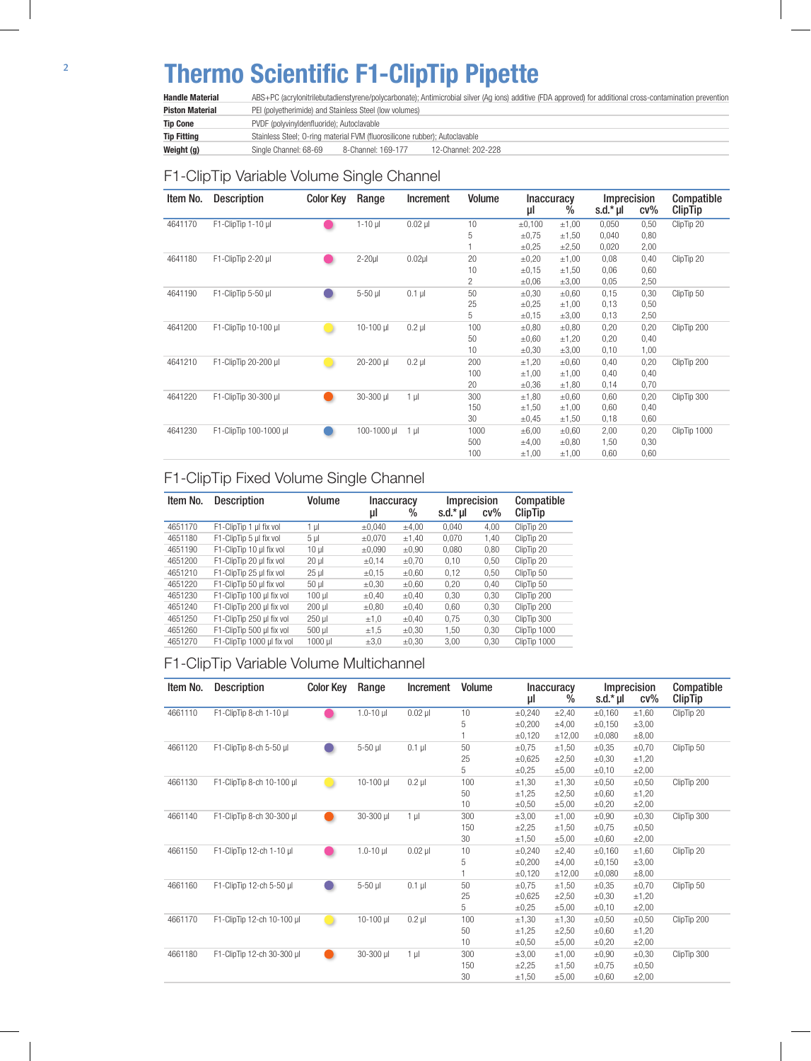# Thermo Scientific F1-ClipTip Pipette

| | |
|---|---|
| **Handle Material** | ABS+PC (acrylonitrilebutadienstyrene/polycarbonate); Antimicrobial silver (Ag ions) additive (FDA approved) for additional cross-contamination prevention |
| **Piston Material** | PEI (polyetherimide) and Stainless Steel (low volumes) |
| **Tip Cone** | PVDF (polyvinyldenfluoride); Autoclavable |
| **Tip Fitting** | Stainless Steel; O-ring material FVM (fluorosilicone rubber); Autoclavable |
| **Weight (g)** | Single Channel: 68-69 8-Channel: 169-177 12-Channel: 202-228 |

## F1-ClipTip Variable Volume Single Channel

| Item No. | Description | Color Key | Range | Increment | Volume | Inaccuracy µl | Inaccuracy % | Imprecision s.d.* µl | Imprecision cv% | Compatible ClipTip |
|---|---|---|---|---|---|---|---|---|---|---|
| 4641170 | F1-ClipTip 1-10 µl | | 1-10 µl | 0.02 µl | 10 | ±0,100 | ±1,00 | 0,050 | 0,50 | ClipTip 20 |
| | | | | | 5 | ±0,75 | ±1,50 | 0,040 | 0,80 | |
| | | | | | 1 | ±0,25 | ±2,50 | 0,020 | 2,00 | |
| 4641180 | F1-ClipTip 2-20 µl | | 2-20µl | 0.02µl | 20 | ±0,20 | ±1,00 | 0,08 | 0,40 | ClipTip 20 |
| | | | | | 10 | ±0,15 | ±1,50 | 0,06 | 0,60 | |
| | | | | | 2 | ±0,06 | ±3,00 | 0,05 | 2,50 | |
| 4641190 | F1-ClipTip 5-50 µl | | 5-50 µl | 0.1 µl | 50 | ±0,30 | ±0,60 | 0,15 | 0,30 | ClipTip 50 |
| | | | | | 25 | ±0,25 | ±1,00 | 0,13 | 0,50 | |
| | | | | | 5 | ±0,15 | ±3,00 | 0,13 | 2,50 | |
| 4641200 | F1-ClipTip 10-100 µl | | 10-100 µl | 0.2 µl | 100 | ±0,80 | ±0,80 | 0,20 | 0,20 | ClipTip 200 |
| | | | | | 50 | ±0,60 | ±1,20 | 0,20 | 0,40 | |
| | | | | | 10 | ±0,30 | ±3,00 | 0,10 | 1,00 | |
| 4641210 | F1-ClipTip 20-200 µl | | 20-200 µl | 0.2 µl | 200 | ±1,20 | ±0,60 | 0,40 | 0,20 | ClipTip 200 |
| | | | | | 100 | ±1,00 | ±1,00 | 0,40 | 0,40 | |
| | | | | | 20 | ±0,36 | ±1,80 | 0,14 | 0,70 | |
| 4641220 | F1-ClipTip 30-300 µl | | 30-300 µl | 1 µl | 300 | ±1,80 | ±0,60 | 0,60 | 0,20 | ClipTip 300 |
| | | | | | 150 | ±1,50 | ±1,00 | 0,60 | 0,40 | |
| | | | | | 30 | ±0,45 | ±1,50 | 0,18 | 0,60 | |
| 4641230 | F1-ClipTip 100-1000 µl | | 100-1000 µl | 1 µl | 1000 | ±6,00 | ±0,60 | 2,00 | 0,20 | ClipTip 1000 |
| | | | | | 500 | ±4,00 | ±0,80 | 1,50 | 0,30 | |
| | | | | | 100 | ±1,00 | ±1,00 | 0,60 | 0,60 | |

## F1-ClipTip Fixed Volume Single Channel

| Item No. | Description | Volume | Inaccuracy µl | Inaccuracy % | Imprecision s.d.* µl | Imprecision cv% | Compatible ClipTip |
|---|---|---|---|---|---|---|---|
| 4651170 | F1-ClipTip 1 µl fix vol | 1 µl | ±0,040 | ±4,00 | 0,040 | 4,00 | ClipTip 20 |
| 4651180 | F1-ClipTip 5 µl fix vol | 5 µl | ±0,070 | ±1,40 | 0,070 | 1,40 | ClipTip 20 |
| 4651190 | F1-ClipTip 10 µl fix vol | 10 µl | ±0,090 | ±0,90 | 0,080 | 0,80 | ClipTip 20 |
| 4651200 | F1-ClipTip 20 µl fix vol | 20 µl | ±0,14 | ±0,70 | 0,10 | 0,50 | ClipTip 20 |
| 4651210 | F1-ClipTip 25 µl fix vol | 25 µl | ±0,15 | ±0,60 | 0,12 | 0,50 | ClipTip 50 |
| 4651220 | F1-ClipTip 50 µl fix vol | 50 µl | ±0,30 | ±0,60 | 0,20 | 0,40 | ClipTip 50 |
| 4651230 | F1-ClipTip 100 µl fix vol | 100 µl | ±0,40 | ±0,40 | 0,30 | 0,30 | ClipTip 200 |
| 4651240 | F1-ClipTip 200 µl fix vol | 200 µl | ±0,80 | ±0,40 | 0,60 | 0,30 | ClipTip 200 |
| 4651250 | F1-ClipTip 250 µl fix vol | 250 µl | ±1,0 | ±0,40 | 0,75 | 0,30 | ClipTip 300 |
| 4651260 | F1-ClipTip 500 µl fix vol | 500 µl | ±1,5 | ±0,30 | 1,50 | 0,30 | ClipTip 1000 |
| 4651270 | F1-ClipTip 1000 µl fix vol | 1000 µl | ±3,0 | ±0,30 | 3,00 | 0,30 | ClipTip 1000 |

## F1-ClipTip Variable Volume Multichannel

| Item No. | Description | Color Key | Range | Increment | Volume | Inaccuracy µl | Inaccuracy % | Imprecision s.d.* µl | Imprecision cv% | Compatible ClipTip |
|---|---|---|---|---|---|---|---|---|---|---|
| 4661110 | F1-ClipTip 8-ch 1-10 µl | | 1.0-10 µl | 0.02 µl | 10 | ±0,240 | ±2,40 | ±0,160 | ±1,60 | ClipTip 20 |
| | | | | | 5 | ±0,200 | ±4,00 | ±0,150 | ±3,00 | |
| | | | | | 1 | ±0,120 | ±12,00 | ±0,080 | ±8,00 | |
| 4661120 | F1-ClipTip 8-ch 5-50 µl | | 5-50 µl | 0.1 µl | 50 | ±0,75 | ±1,50 | ±0,35 | ±0,70 | ClipTip 50 |
| | | | | | 25 | ±0,625 | ±2,50 | ±0,30 | ±1,20 | |
| | | | | | 5 | ±0,25 | ±5,00 | ±0,10 | ±2,00 | |
| 4661130 | F1-ClipTip 8-ch 10-100 µl | | 10-100 µl | 0.2 µl | 100 | ±1,30 | ±1,30 | ±0,50 | ±0,50 | ClipTip 200 |
| | | | | | 50 | ±1,25 | ±2,50 | ±0,60 | ±1,20 | |
| | | | | | 10 | ±0,50 | ±5,00 | ±0,20 | ±2,00 | |
| 4661140 | F1-ClipTip 8-ch 30-300 µl | | 30-300 µl | 1 µl | 300 | ±3,00 | ±1,00 | ±0,90 | ±0,30 | ClipTip 300 |
| | | | | | 150 | ±2,25 | ±1,50 | ±0,75 | ±0,50 | |
| | | | | | 30 | ±1,50 | ±5,00 | ±0,60 | ±2,00 | |
| 4661150 | F1-ClipTip 12-ch 1-10 µl | | 1.0-10 µl | 0.02 µl | 10 | ±0,240 | ±2,40 | ±0,160 | ±1,60 | ClipTip 20 |
| | | | | | 5 | ±0,200 | ±4,00 | ±0,150 | ±3,00 | |
| | | | | | 1 | ±0,120 | ±12,00 | ±0,080 | ±8,00 | |
| 4661160 | F1-ClipTip 12-ch 5-50 µl | | 5-50 µl | 0.1 µl | 50 | ±0,75 | ±1,50 | ±0,35 | ±0,70 | ClipTip 50 |
| | | | | | 25 | ±0,625 | ±2,50 | ±0,30 | ±1,20 | |
| | | | | | 5 | ±0,25 | ±5,00 | ±0,10 | ±2,00 | |
| 4661170 | F1-ClipTip 12-ch 10-100 µl | | 10-100 µl | 0.2 µl | 100 | ±1,30 | ±1,30 | ±0,50 | ±0,50 | ClipTip 200 |
| | | | | | 50 | ±1,25 | ±2,50 | ±0,60 | ±1,20 | |
| | | | | | 10 | ±0,50 | ±5,00 | ±0,20 | ±2,00 | |
| 4661180 | F1-ClipTip 12-ch 30-300 µl | | 30-300 µl | 1 µl | 300 | ±3,00 | ±1,00 | ±0,90 | ±0,30 | ClipTip 300 |
| | | | | | 150 | ±2,25 | ±1,50 | ±0,75 | ±0,50 | |
| | | | | | 30 | ±1,50 | ±5,00 | ±0,60 | ±2,00 | |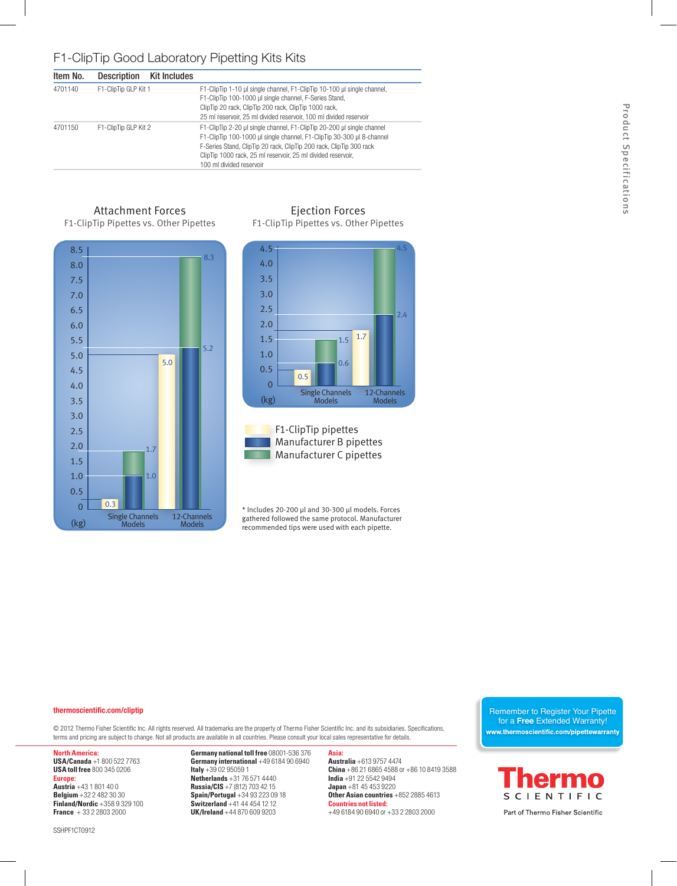## F1-ClipTip Good Laboratory Pipetting Kits Kits

| Item No. | Description | Kit Includes |
|---|---|---|
| 4701140 | F1-ClipTip GLP Kit 1 | F1-ClipTip 1-10 µl single channel, F1-ClipTip 10-100 µl single channel, F1-ClipTip 100-1000 µl single channel, F-Series Stand, ClipTip 20 rack, ClipTip 200 rack, ClipTip 1000 rack, 25 ml reservoir, 25 ml divided reservoir, 100 ml divided reservoir |
| 4701150 | F1-ClipTip GLP Kit 2 | F1-ClipTip 2-20 µl single channel, F1-ClipTip 20-200 µl single channel F1-ClipTip 100-1000 µl single channel, F1-ClipTip 30-300 µl 8-channel F-Series Stand, ClipTip 20 rack, ClipTip 200 rack, ClipTip 300 rack ClipTip 1000 rack, 25 ml reservoir, 25 ml divided reservoir, 100 ml divided reservoir |

Attachment Forces
F1-ClipTip Pipettes vs. Other Pipettes

8.5 8.0 7.5 7.0 6.5 6.0 5.5 5.0 4.5 4.0 3.5 3.0 2.5 2.0 1.5 1.0 0.5 0
(kg)
0.3, 1.0, 1.7, 5.0, 5.2, 8.3
Single Channels Models
12-Channels Models

Ejection Forces
F1-ClipTip Pipettes vs. Other Pipettes

4.5 4.0 3.5 3.0 2.5 2.0 1.5 1.0 0.5 0
(kg)
0.5, 0.6, 1.5, 1.7, 2.4, 4.5
Single Channels Models
12-Channels Models

F1-ClipTip pipettes
Manufacturer B pipettes
Manufacturer C pipettes

* Includes 20-200 µl and 30-300 µl models. Forces gathered followed the same protocol. Manufacturer recommended tips were used with each pipette.

Product Specifications

**thermoscientific.com/cliptip**

© 2012 Thermo Fisher Scientific Inc. All rights reserved. All trademarks are the property of Thermo Fisher Scientific Inc. and its subsidiaries. Specifications, terms and pricing are subject to change. Not all products are available in all countries. Please consult your local sales representative for details.

**North America:**
**USA/Canada** +1 800 522 7763
**USA toll free** 800 345 0206
**Europe:**
**Austria** +43 1 801 40 0
**Belgium** +32 2 482 30 30
**Finland/Nordic** +358 9 329 100
**France** + 33 2 2803 2000
**Germany national toll free** 08001-536 376
**Germany international** +49 6184 90 6940
**Italy** +39 02 95059 1
**Netherlands** +31 76 571 4440
**Russia/CIS** +7 (812) 703 42 15
**Spain/Portugal** +34 93 223 09 18
**Switzerland** +41 44 454 12 12
**UK/Ireland** +44 870 609 9203
**Asia:**
**Australia** +613 9757 4474
**China** +86 21 6865 4588 or +86 10 8419 3588
**India** +91 22 5542 9494
**Japan** +81 45 453 9220
**Other Asian countries** +852 2885 4613
**Countries not listed:**
+49 6184 90 6940 or +33 2 2803 2000

Remember to Register Your Pipette for a **Free** Extended Warranty!
**www.thermoscientific.com/pipettewarranty**

Thermo SCIENTIFIC
Part of Thermo Fisher Scientific

SSHPF1CT0912